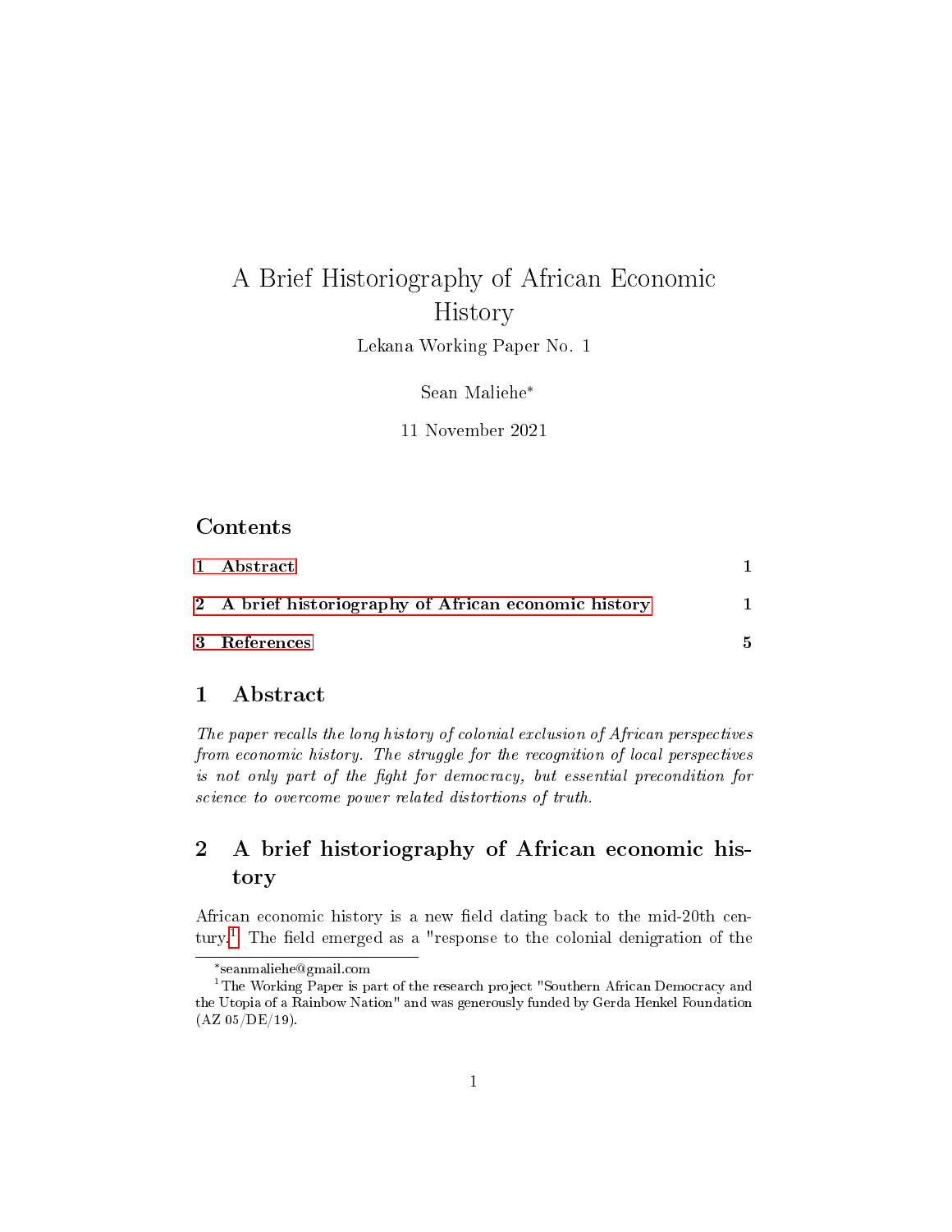# A Brief Historiography of African Economic History

Lekana Working Paper No. 1

Sean Maliehe*

11 November 2021

## Contents

1 Abstract — 1

2 A brief historiography of African economic history — 1

3 References — 5

## 1 Abstract

*The paper recalls the long history of colonial exclusion of African perspectives from economic history. The struggle for the recognition of local perspectives is not only part of the fight for democracy, but essential precondition for science to overcome power related distortions of truth.*

## 2 A brief historiography of African economic history

African economic history is a new field dating back to the mid-20th century.[1] The field emerged as a "response to the colonial denigration of the

---

*seanmaliehe@gmail.com

[1] The Working Paper is part of the research project "Southern African Democracy and the Utopia of a Rainbow Nation" and was generously funded by Gerda Henkel Foundation (AZ 05/DE/19).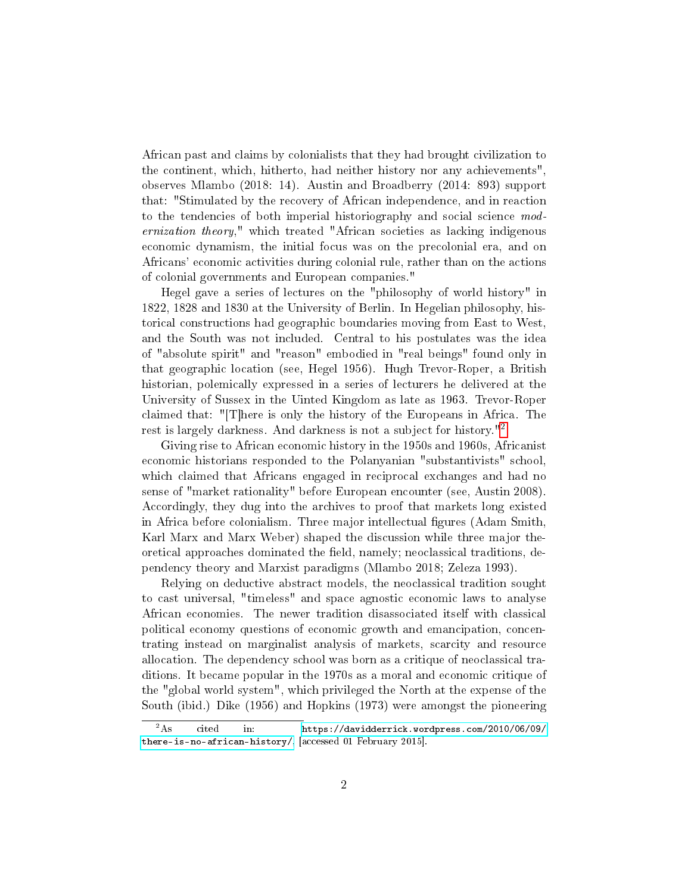African past and claims by colonialists that they had brought civilization to the continent, which, hitherto, had neither history nor any achievements", observes Mlambo (2018: 14). Austin and Broadberry (2014: 893) support that: "Stimulated by the recovery of African independence, and in reaction to the tendencies of both imperial historiography and social science *modernization theory*," which treated "African societies as lacking indigenous economic dynamism, the initial focus was on the precolonial era, and on Africans' economic activities during colonial rule, rather than on the actions of colonial governments and European companies."

Hegel gave a series of lectures on the "philosophy of world history" in 1822, 1828 and 1830 at the University of Berlin. In Hegelian philosophy, historical constructions had geographic boundaries moving from East to West, and the South was not included. Central to his postulates was the idea of "absolute spirit" and "reason" embodied in "real beings" found only in that geographic location (see, Hegel 1956). Hugh Trevor-Roper, a British historian, polemically expressed in a series of lecturers he delivered at the University of Sussex in the Uinted Kingdom as late as 1963. Trevor-Roper claimed that: "[T]here is only the history of the Europeans in Africa. The rest is largely darkness. And darkness is not a subject for history."[2]

Giving rise to African economic history in the 1950s and 1960s, Africanist economic historians responded to the Polanyanian "substantivists" school, which claimed that Africans engaged in reciprocal exchanges and had no sense of "market rationality" before European encounter (see, Austin 2008). Accordingly, they dug into the archives to proof that markets long existed in Africa before colonialism. Three major intellectual figures (Adam Smith, Karl Marx and Marx Weber) shaped the discussion while three major theoretical approaches dominated the field, namely; neoclassical traditions, dependency theory and Marxist paradigms (Mlambo 2018; Zeleza 1993).

Relying on deductive abstract models, the neoclassical tradition sought to cast universal, "timeless" and space agnostic economic laws to analyse African economies. The newer tradition disassociated itself with classical political economy questions of economic growth and emancipation, concentrating instead on marginalist analysis of markets, scarcity and resource allocation. The dependency school was born as a critique of neoclassical traditions. It became popular in the 1970s as a moral and economic critique of the "global world system", which privileged the North at the expense of the South (ibid.) Dike (1956) and Hopkins (1973) were amongst the pioneering

[2] As cited in: https://davidderrick.wordpress.com/2010/06/09/there-is-no-african-history/ [accessed 01 February 2015].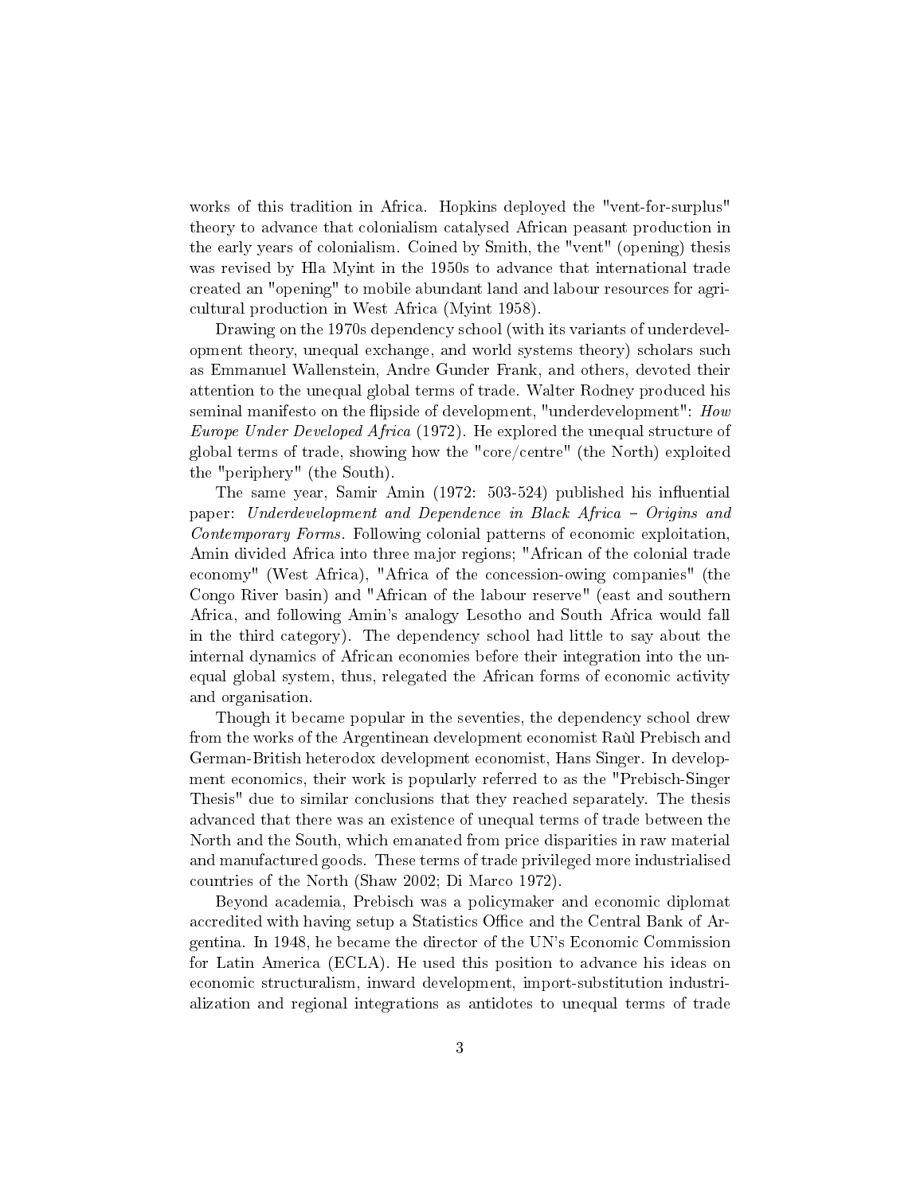works of this tradition in Africa. Hopkins deployed the "vent-for-surplus" theory to advance that colonialism catalysed African peasant production in the early years of colonialism. Coined by Smith, the "vent" (opening) thesis was revised by Hla Myint in the 1950s to advance that international trade created an "opening" to mobile abundant land and labour resources for agricultural production in West Africa (Myint 1958).

Drawing on the 1970s dependency school (with its variants of underdevelopment theory, unequal exchange, and world systems theory) scholars such as Emmanuel Wallenstein, Andre Gunder Frank, and others, devoted their attention to the unequal global terms of trade. Walter Rodney produced his seminal manifesto on the flipside of development, "underdevelopment": *How Europe Under Developed Africa* (1972). He explored the unequal structure of global terms of trade, showing how the "core/centre" (the North) exploited the "periphery" (the South).

The same year, Samir Amin (1972: 503-524) published his influential paper: *Underdevelopment and Dependence in Black Africa – Origins and Contemporary Forms*. Following colonial patterns of economic exploitation, Amin divided Africa into three major regions; "African of the colonial trade economy" (West Africa), "Africa of the concession-owing companies" (the Congo River basin) and "African of the labour reserve" (east and southern Africa, and following Amin's analogy Lesotho and South Africa would fall in the third category). The dependency school had little to say about the internal dynamics of African economies before their integration into the unequal global system, thus, relegated the African forms of economic activity and organisation.

Though it became popular in the seventies, the dependency school drew from the works of the Argentinean development economist Raùl Prebisch and German-British heterodox development economist, Hans Singer. In development economics, their work is popularly referred to as the "Prebisch-Singer Thesis" due to similar conclusions that they reached separately. The thesis advanced that there was an existence of unequal terms of trade between the North and the South, which emanated from price disparities in raw material and manufactured goods. These terms of trade privileged more industrialised countries of the North (Shaw 2002; Di Marco 1972).

Beyond academia, Prebisch was a policymaker and economic diplomat accredited with having setup a Statistics Office and the Central Bank of Argentina. In 1948, he became the director of the UN's Economic Commission for Latin America (ECLA). He used this position to advance his ideas on economic structuralism, inward development, import-substitution industrialization and regional integrations as antidotes to unequal terms of trade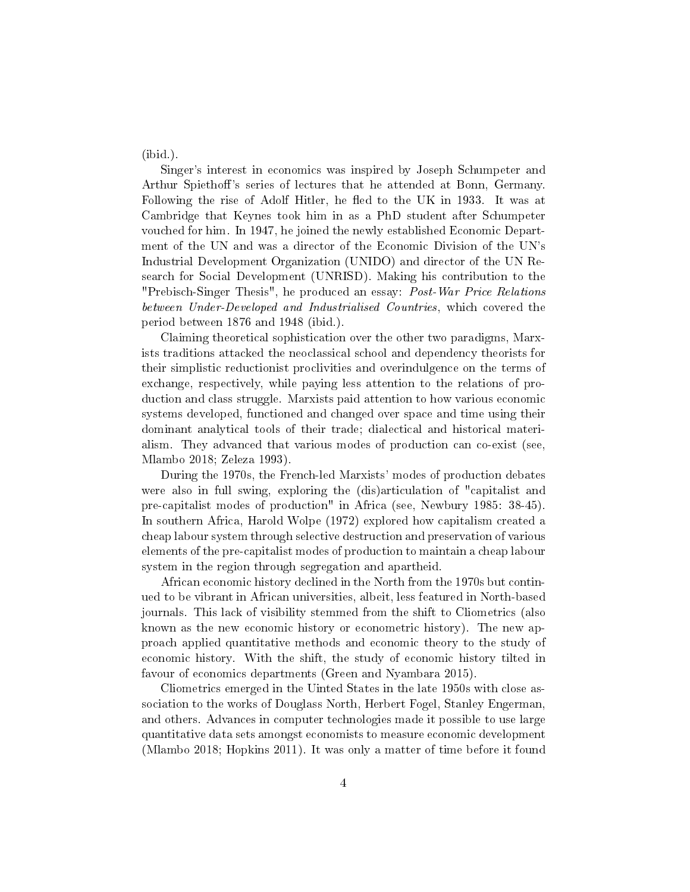(ibid.).

Singer's interest in economics was inspired by Joseph Schumpeter and Arthur Spiethoff's series of lectures that he attended at Bonn, Germany. Following the rise of Adolf Hitler, he fled to the UK in 1933. It was at Cambridge that Keynes took him in as a PhD student after Schumpeter vouched for him. In 1947, he joined the newly established Economic Department of the UN and was a director of the Economic Division of the UN's Industrial Development Organization (UNIDO) and director of the UN Research for Social Development (UNRISD). Making his contribution to the "Prebisch-Singer Thesis", he produced an essay: *Post-War Price Relations between Under-Developed and Industrialised Countries*, which covered the period between 1876 and 1948 (ibid.).

Claiming theoretical sophistication over the other two paradigms, Marxists traditions attacked the neoclassical school and dependency theorists for their simplistic reductionist proclivities and overindulgence on the terms of exchange, respectively, while paying less attention to the relations of production and class struggle. Marxists paid attention to how various economic systems developed, functioned and changed over space and time using their dominant analytical tools of their trade; dialectical and historical materialism. They advanced that various modes of production can co-exist (see, Mlambo 2018; Zeleza 1993).

During the 1970s, the French-led Marxists' modes of production debates were also in full swing, exploring the (dis)articulation of "capitalist and pre-capitalist modes of production" in Africa (see, Newbury 1985: 38-45). In southern Africa, Harold Wolpe (1972) explored how capitalism created a cheap labour system through selective destruction and preservation of various elements of the pre-capitalist modes of production to maintain a cheap labour system in the region through segregation and apartheid.

African economic history declined in the North from the 1970s but continued to be vibrant in African universities, albeit, less featured in North-based journals. This lack of visibility stemmed from the shift to Cliometrics (also known as the new economic history or econometric history). The new approach applied quantitative methods and economic theory to the study of economic history. With the shift, the study of economic history tilted in favour of economics departments (Green and Nyambara 2015).

Cliometrics emerged in the Uinted States in the late 1950s with close association to the works of Douglass North, Herbert Fogel, Stanley Engerman, and others. Advances in computer technologies made it possible to use large quantitative data sets amongst economists to measure economic development (Mlambo 2018; Hopkins 2011). It was only a matter of time before it found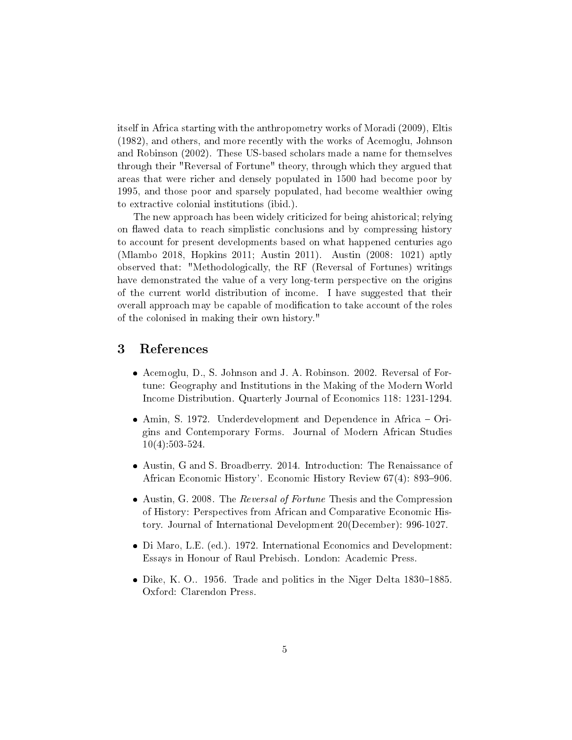itself in Africa starting with the anthropometry works of Moradi (2009), Eltis (1982), and others, and more recently with the works of Acemoglu, Johnson and Robinson (2002). These US-based scholars made a name for themselves through their "Reversal of Fortune" theory, through which they argued that areas that were richer and densely populated in 1500 had become poor by 1995, and those poor and sparsely populated, had become wealthier owing to extractive colonial institutions (ibid.).

The new approach has been widely criticized for being ahistorical; relying on flawed data to reach simplistic conclusions and by compressing history to account for present developments based on what happened centuries ago (Mlambo 2018, Hopkins 2011; Austin 2011). Austin (2008: 1021) aptly observed that: "Methodologically, the RF (Reversal of Fortunes) writings have demonstrated the value of a very long-term perspective on the origins of the current world distribution of income. I have suggested that their overall approach may be capable of modification to take account of the roles of the colonised in making their own history."

## 3 References

- Acemoglu, D., S. Johnson and J. A. Robinson. 2002. Reversal of Fortune: Geography and Institutions in the Making of the Modern World Income Distribution. Quarterly Journal of Economics 118: 1231-1294.
- Amin, S. 1972. Underdevelopment and Dependence in Africa – Origins and Contemporary Forms. Journal of Modern African Studies 10(4):503-524.
- Austin, G and S. Broadberry. 2014. Introduction: The Renaissance of African Economic History'. Economic History Review 67(4): 893–906.
- Austin, G. 2008. The *Reversal of Fortune* Thesis and the Compression of History: Perspectives from African and Comparative Economic History. Journal of International Development 20(December): 996-1027.
- Di Maro, L.E. (ed.). 1972. International Economics and Development: Essays in Honour of Raul Prebisch. London: Academic Press.
- Dike, K. O.. 1956. Trade and politics in the Niger Delta 1830–1885. Oxford: Clarendon Press.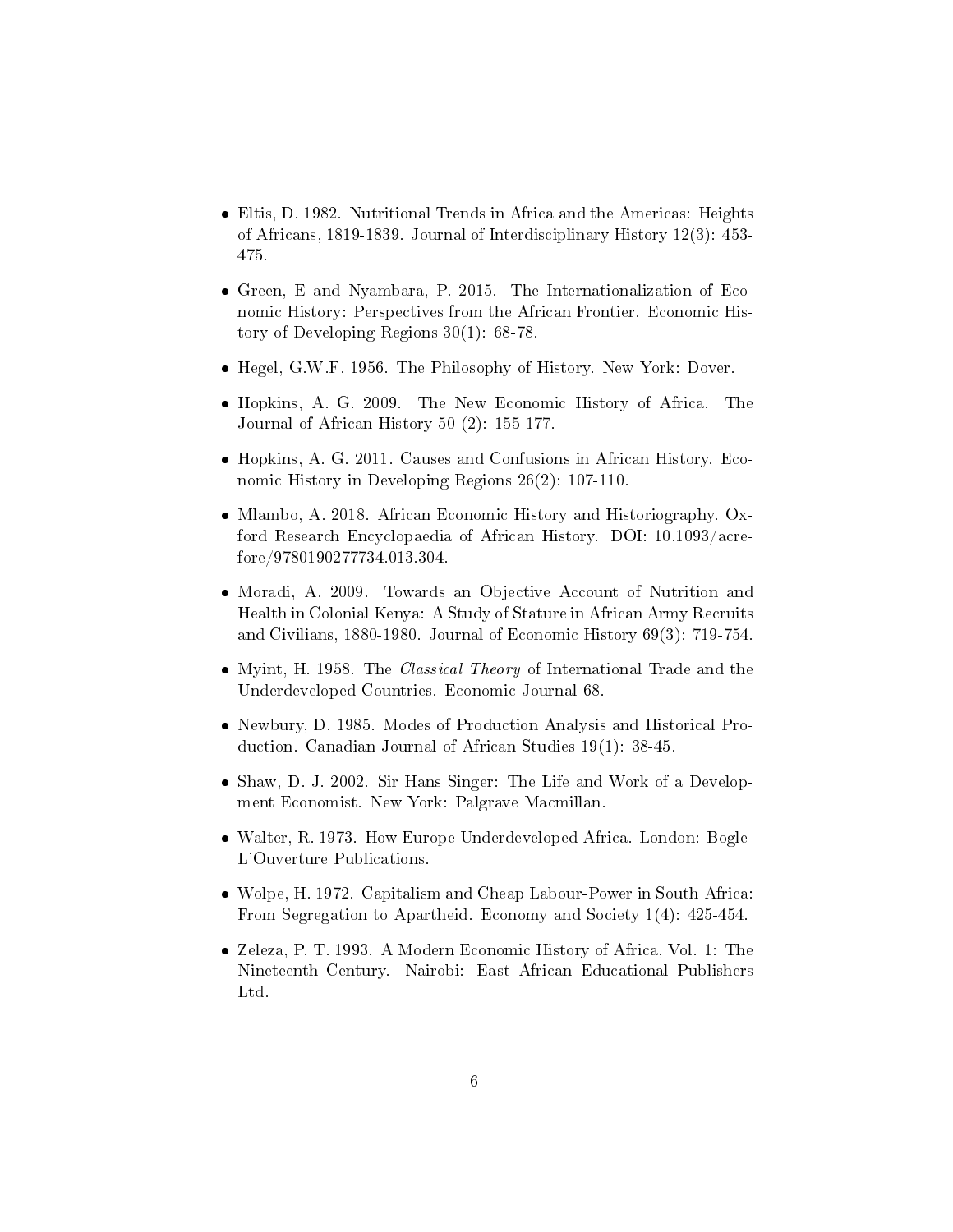- Eltis, D. 1982. Nutritional Trends in Africa and the Americas: Heights of Africans, 1819-1839. Journal of Interdisciplinary History 12(3): 453-475.
- Green, E and Nyambara, P. 2015. The Internationalization of Economic History: Perspectives from the African Frontier. Economic History of Developing Regions 30(1): 68-78.
- Hegel, G.W.F. 1956. The Philosophy of History. New York: Dover.
- Hopkins, A. G. 2009. The New Economic History of Africa. The Journal of African History 50 (2): 155-177.
- Hopkins, A. G. 2011. Causes and Confusions in African History. Economic History in Developing Regions 26(2): 107-110.
- Mlambo, A. 2018. African Economic History and Historiography. Oxford Research Encyclopaedia of African History. DOI: 10.1093/acrefore/9780190277734.013.304.
- Moradi, A. 2009. Towards an Objective Account of Nutrition and Health in Colonial Kenya: A Study of Stature in African Army Recruits and Civilians, 1880-1980. Journal of Economic History 69(3): 719-754.
- Myint, H. 1958. The *Classical Theory* of International Trade and the Underdeveloped Countries. Economic Journal 68.
- Newbury, D. 1985. Modes of Production Analysis and Historical Production. Canadian Journal of African Studies 19(1): 38-45.
- Shaw, D. J. 2002. Sir Hans Singer: The Life and Work of a Development Economist. New York: Palgrave Macmillan.
- Walter, R. 1973. How Europe Underdeveloped Africa. London: Bogle-L'Ouverture Publications.
- Wolpe, H. 1972. Capitalism and Cheap Labour-Power in South Africa: From Segregation to Apartheid. Economy and Society 1(4): 425-454.
- Zeleza, P. T. 1993. A Modern Economic History of Africa, Vol. 1: The Nineteenth Century. Nairobi: East African Educational Publishers Ltd.